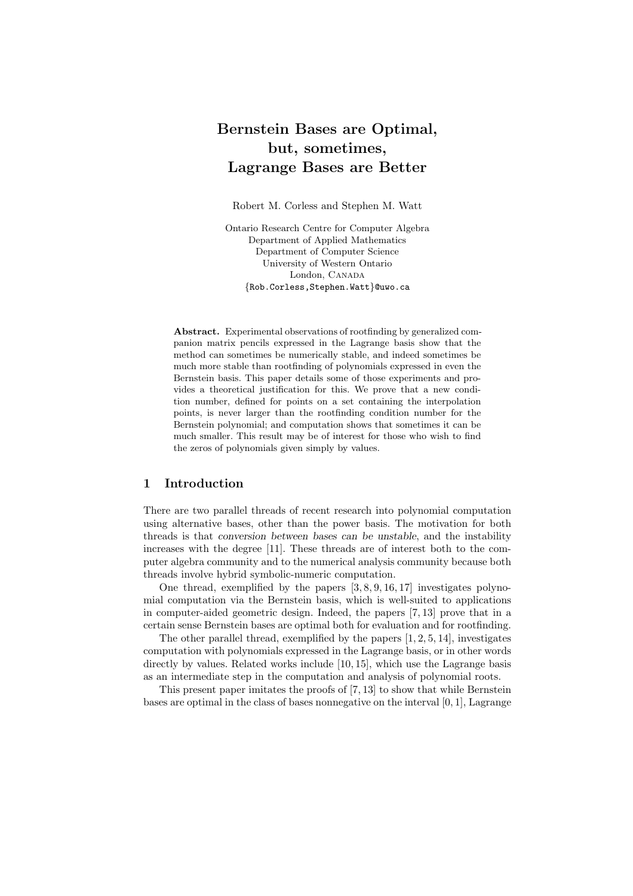# Bernstein Bases are Optimal, but, sometimes, Lagrange Bases are Better

Robert M. Corless and Stephen M. Watt

Ontario Research Centre for Computer Algebra
Department of Applied Mathematics
Department of Computer Science
University of Western Ontario
London, Canada
{Rob.Corless,Stephen.Watt}@uwo.ca

**Abstract.** Experimental observations of rootfinding by generalized companion matrix pencils expressed in the Lagrange basis show that the method can sometimes be numerically stable, and indeed sometimes be much more stable than rootfinding of polynomials expressed in even the Bernstein basis. This paper details some of those experiments and provides a theoretical justification for this. We prove that a new condition number, defined for points on a set containing the interpolation points, is never larger than the rootfinding condition number for the Bernstein polynomial; and computation shows that sometimes it can be much smaller. This result may be of interest for those who wish to find the zeros of polynomials given simply by values.

## 1 Introduction

There are two parallel threads of recent research into polynomial computation using alternative bases, other than the power basis. The motivation for both threads is that *conversion between bases can be unstable*, and the instability increases with the degree [11]. These threads are of interest both to the computer algebra community and to the numerical analysis community because both threads involve hybrid symbolic-numeric computation.

One thread, exemplified by the papers [3, 8, 9, 16, 17] investigates polynomial computation via the Bernstein basis, which is well-suited to applications in computer-aided geometric design. Indeed, the papers [7, 13] prove that in a certain sense Bernstein bases are optimal both for evaluation and for rootfinding.

The other parallel thread, exemplified by the papers [1, 2, 5, 14], investigates computation with polynomials expressed in the Lagrange basis, or in other words directly by values. Related works include [10, 15], which use the Lagrange basis as an intermediate step in the computation and analysis of polynomial roots.

This present paper imitates the proofs of [7, 13] to show that while Bernstein bases are optimal in the class of bases nonnegative on the interval $[0, 1]$, Lagrange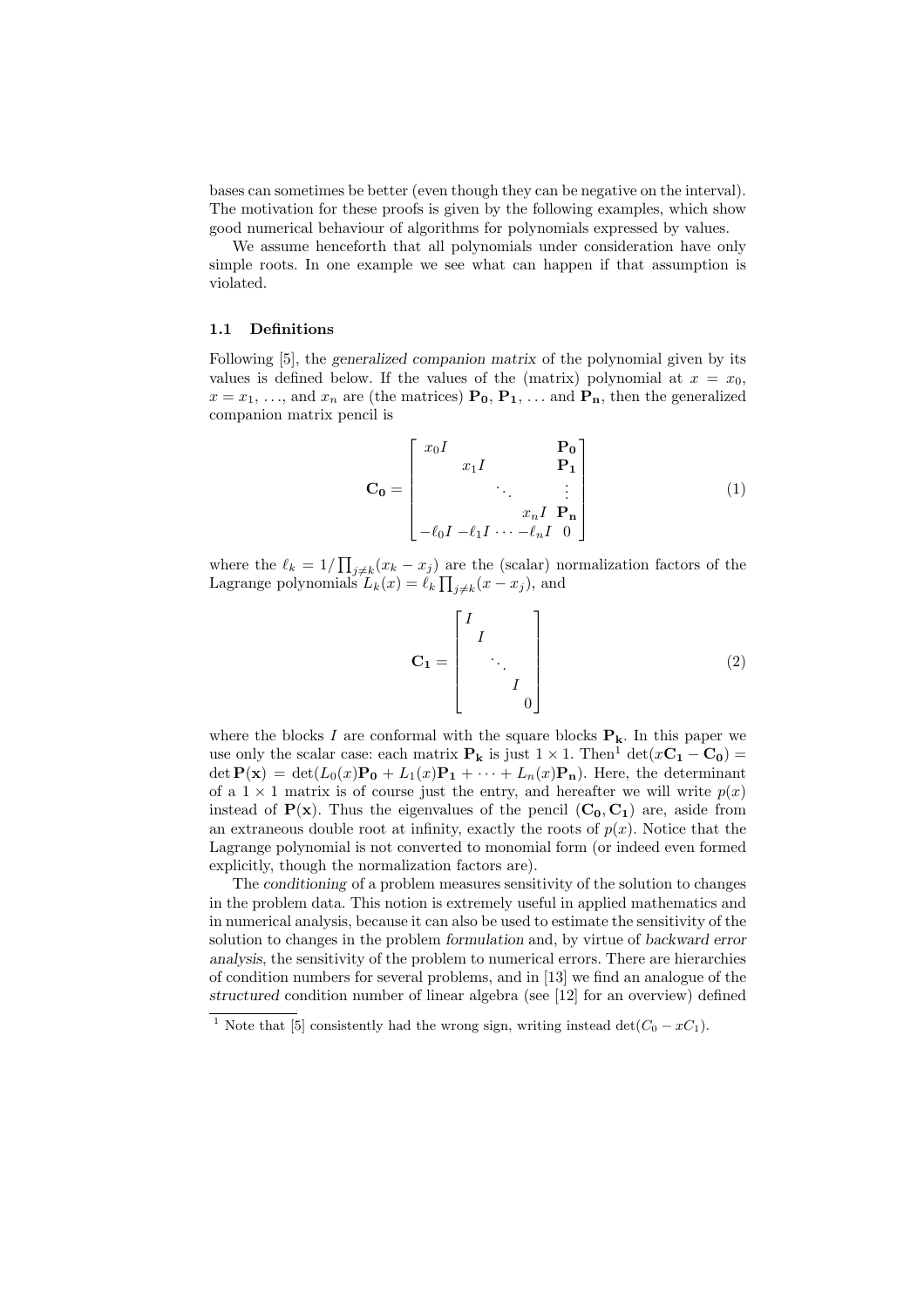bases can sometimes be better (even though they can be negative on the interval). The motivation for these proofs is given by the following examples, which show good numerical behaviour of algorithms for polynomials expressed by values.

We assume henceforth that all polynomials under consideration have only simple roots. In one example we see what can happen if that assumption is violated.

### 1.1 Definitions

Following [5], the *generalized companion matrix* of the polynomial given by its values is defined below. If the values of the (matrix) polynomial at $x = x_0$, $x = x_1$, …, and $x_n$ are (the matrices) $\mathbf{P_0}$, $\mathbf{P_1}$, … and $\mathbf{P_n}$, then the generalized companion matrix pencil is

$$\mathbf{C_0} = \begin{bmatrix} x_0 I & & & & \mathbf{P_0} \\ & x_1 I & & & \mathbf{P_1} \\ & & \ddots & & \vdots \\ & & & x_n I & \mathbf{P_n} \\ -\ell_0 I & -\ell_1 I & \cdots & -\ell_n I & 0 \end{bmatrix} \tag{1}$$

where the $\ell_k = 1/\prod_{j \neq k}(x_k - x_j)$ are the (scalar) normalization factors of the Lagrange polynomials $L_k(x) = \ell_k \prod_{j \neq k}(x - x_j)$, and

$$\mathbf{C_1} = \begin{bmatrix} I & & & & \\ & I & & & \\ & & \ddots & & \\ & & & I & \\ & & & & 0 \end{bmatrix} \tag{2}$$

where the blocks $I$ are conformal with the square blocks $\mathbf{P_k}$. In this paper we use only the scalar case: each matrix $\mathbf{P_k}$ is just $1 \times 1$. Then[1] $\det(x\mathbf{C_1} - \mathbf{C_0}) = \det \mathbf{P(x)} = \det(L_0(x)\mathbf{P_0} + L_1(x)\mathbf{P_1} + \cdots + L_n(x)\mathbf{P_n})$. Here, the determinant of a $1 \times 1$ matrix is of course just the entry, and hereafter we will write $p(x)$ instead of $\mathbf{P(x)}$. Thus the eigenvalues of the pencil $(\mathbf{C_0}, \mathbf{C_1})$ are, aside from an extraneous double root at infinity, exactly the roots of $p(x)$. Notice that the Lagrange polynomial is not converted to monomial form (or indeed even formed explicitly, though the normalization factors are).

The *conditioning* of a problem measures sensitivity of the solution to changes in the problem data. This notion is extremely useful in applied mathematics and in numerical analysis, because it can also be used to estimate the sensitivity of the solution to changes in the problem *formulation* and, by virtue of *backward error analysis*, the sensitivity of the problem to numerical errors. There are hierarchies of condition numbers for several problems, and in [13] we find an analogue of the *structured* condition number of linear algebra (see [12] for an overview) defined

[1] Note that [5] consistently had the wrong sign, writing instead $\det(C_0 - xC_1)$.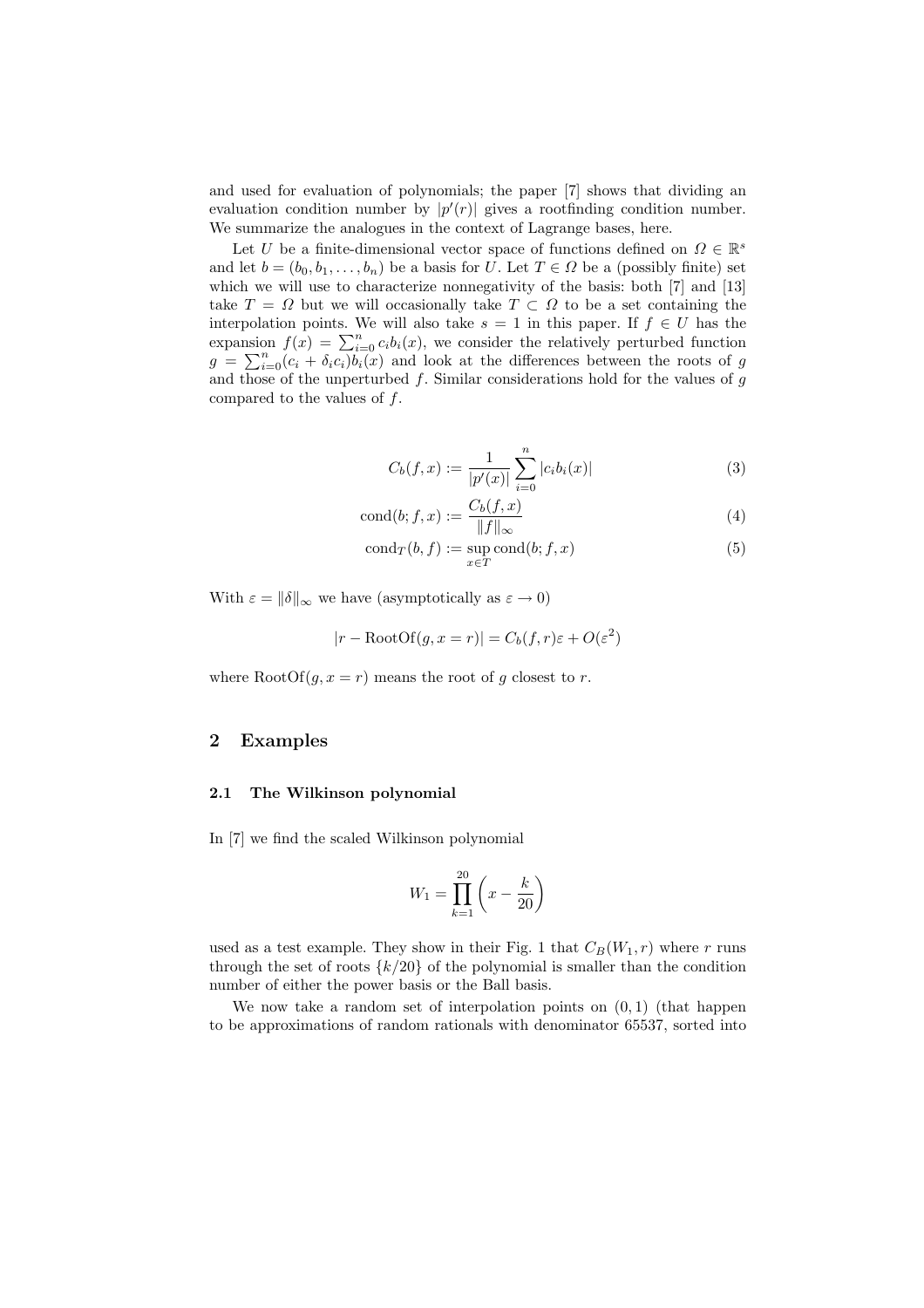and used for evaluation of polynomials; the paper [7] shows that dividing an evaluation condition number by $|p'(r)|$ gives a rootfinding condition number. We summarize the analogues in the context of Lagrange bases, here.

Let $U$ be a finite-dimensional vector space of functions defined on $\Omega \in \mathbb{R}^s$ and let $b = (b_0, b_1, \ldots, b_n)$ be a basis for $U$. Let $T \in \Omega$ be a (possibly finite) set which we will use to characterize nonnegativity of the basis: both [7] and [13] take $T = \Omega$ but we will occasionally take $T \subset \Omega$ to be a set containing the interpolation points. We will also take $s = 1$ in this paper. If $f \in U$ has the expansion $f(x) = \sum_{i=0}^{n} c_i b_i(x)$, we consider the relatively perturbed function $g = \sum_{i=0}^{n}(c_i + \delta_i c_i) b_i(x)$ and look at the differences between the roots of $g$ and those of the unperturbed $f$. Similar considerations hold for the values of $g$ compared to the values of $f$.

$$C_b(f, x) := \frac{1}{|p'(x)|} \sum_{i=0}^{n} |c_i b_i(x)| \tag{3}$$

$$\mathrm{cond}(b; f, x) := \frac{C_b(f, x)}{\|f\|_\infty} \tag{4}$$

$$\mathrm{cond}_T(b, f) := \sup_{x \in T} \mathrm{cond}(b; f, x) \tag{5}$$

With $\varepsilon = \|\delta\|_\infty$ we have (asymptotically as $\varepsilon \to 0$)

$$|r - \mathrm{RootOf}(g, x = r)| = C_b(f, r)\varepsilon + O(\varepsilon^2)$$

where $\mathrm{RootOf}(g, x = r)$ means the root of $g$ closest to $r$.

## 2 Examples

### 2.1 The Wilkinson polynomial

In [7] we find the scaled Wilkinson polynomial

$$W_1 = \prod_{k=1}^{20} \left( x - \frac{k}{20} \right)$$

used as a test example. They show in their Fig. 1 that $C_B(W_1, r)$ where $r$ runs through the set of roots $\{k/20\}$ of the polynomial is smaller than the condition number of either the power basis or the Ball basis.

We now take a random set of interpolation points on $(0, 1)$ (that happen to be approximations of random rationals with denominator 65537, sorted into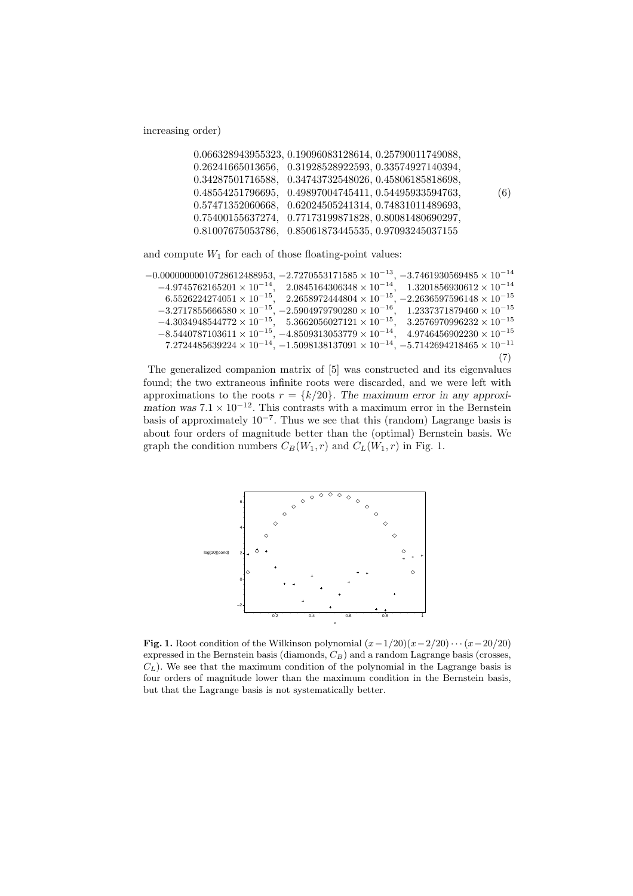increasing order)

$$
\begin{array}{lll}
0.066328943955323, & 0.19096083128614, & 0.25790011749088, \\
0.26241665013656, & 0.31928528922593, & 0.33574927140394, \\
0.34287501716588, & 0.34743732548026, & 0.45806185818698, \\
0.48554251796695, & 0.49897004745411, & 0.54495933594763, \\
0.57471352060668, & 0.62024505241314, & 0.74831011489693, \\
0.75400155637274, & 0.77173199871828, & 0.80081480690297, \\
0.81007675053786, & 0.85061873445535, & 0.97093245037155
\end{array}
\tag{6}
$$

and compute $W_1$ for each of those floating-point values:

$$
\begin{array}{lll}
-0.000000000010728612488953, & -2.7270553171585 \times 10^{-13}, & -3.7461930569485 \times 10^{-14} \\
-4.9745762165201 \times 10^{-14}, & 2.0845164306348 \times 10^{-14}, & 1.3201856930612 \times 10^{-14} \\
6.5526224274051 \times 10^{-15}, & 2.2658972444804 \times 10^{-15}, & -2.2636597596148 \times 10^{-15} \\
-3.2717855666580 \times 10^{-15}, & -2.5904979790280 \times 10^{-16}, & 1.2337371879460 \times 10^{-15} \\
-4.3034948544772 \times 10^{-15}, & 5.3662056027121 \times 10^{-15}, & 3.2576970996232 \times 10^{-15} \\
-8.5440787103611 \times 10^{-15}, & -4.8509313053779 \times 10^{-14}, & 4.9746456902230 \times 10^{-15} \\
7.2724485639224 \times 10^{-14}, & -1.5098138137091 \times 10^{-14}, & -5.7142694218465 \times 10^{-11}
\end{array}
\tag{7}
$$

The generalized companion matrix of [5] was constructed and its eigenvalues found; the two extraneous infinite roots were discarded, and we were left with approximations to the roots $r = \{k/20\}$. *The maximum error in any approximation was* $7.1 \times 10^{-12}$. This contrasts with a maximum error in the Bernstein basis of approximately $10^{-7}$. Thus we see that this (random) Lagrange basis is about four orders of magnitude better than the (optimal) Bernstein basis. We graph the condition numbers $C_B(W_1, r)$ and $C_L(W_1, r)$ in Fig. 1.

log[10](cond)
6
4
2
0
-2
0.2
0.4
0.6
0.8
1
x

**Fig. 1.** Root condition of the Wilkinson polynomial $(x-1/20)(x-2/20)\cdots(x-20/20)$ expressed in the Bernstein basis (diamonds, $C_B$) and a random Lagrange basis (crosses, $C_L$). We see that the maximum condition of the polynomial in the Lagrange basis is four orders of magnitude lower than the maximum condition in the Bernstein basis, but that the Lagrange basis is not systematically better.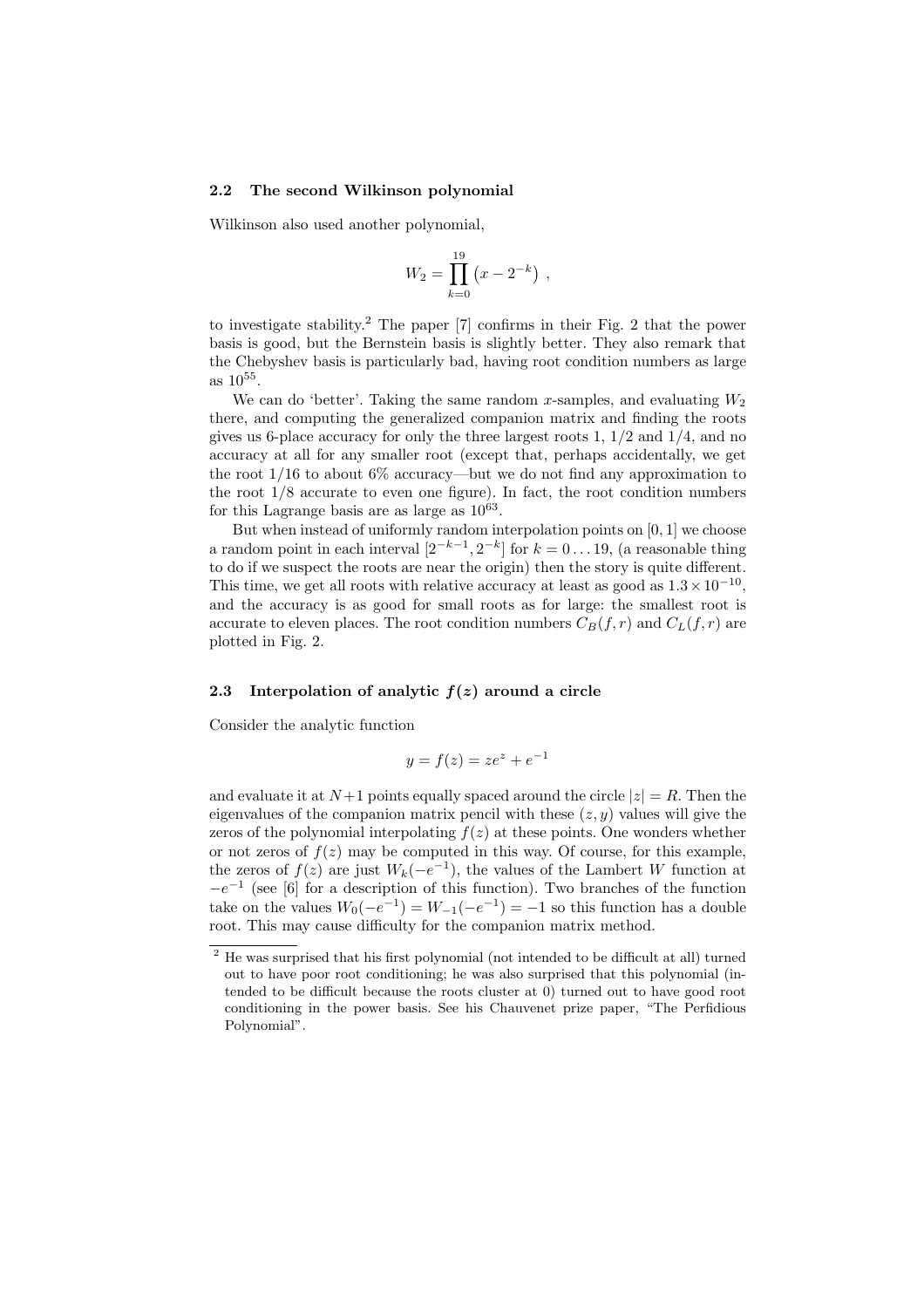### 2.2 The second Wilkinson polynomial

Wilkinson also used another polynomial,

$$W_2 = \prod_{k=0}^{19} \left(x - 2^{-k}\right) ,$$

to investigate stability.[2] The paper [7] confirms in their Fig. 2 that the power basis is good, but the Bernstein basis is slightly better. They also remark that the Chebyshev basis is particularly bad, having root condition numbers as large as $10^{55}$.

We can do 'better'. Taking the same random $x$-samples, and evaluating $W_2$ there, and computing the generalized companion matrix and finding the roots gives us 6-place accuracy for only the three largest roots 1, 1/2 and 1/4, and no accuracy at all for any smaller root (except that, perhaps accidentally, we get the root 1/16 to about 6% accuracy—but we do not find any approximation to the root 1/8 accurate to even one figure). In fact, the root condition numbers for this Lagrange basis are as large as $10^{63}$.

But when instead of uniformly random interpolation points on $[0, 1]$ we choose a random point in each interval $[2^{-k-1}, 2^{-k}]$ for $k = 0 \ldots 19$, (a reasonable thing to do if we suspect the roots are near the origin) then the story is quite different. This time, we get all roots with relative accuracy at least as good as $1.3 \times 10^{-10}$, and the accuracy is as good for small roots as for large: the smallest root is accurate to eleven places. The root condition numbers $C_B(f, r)$ and $C_L(f, r)$ are plotted in Fig. 2.

### 2.3 Interpolation of analytic $f(z)$ around a circle

Consider the analytic function

$$y = f(z) = ze^z + e^{-1}$$

and evaluate it at $N+1$ points equally spaced around the circle $|z| = R$. Then the eigenvalues of the companion matrix pencil with these $(z, y)$ values will give the zeros of the polynomial interpolating $f(z)$ at these points. One wonders whether or not zeros of $f(z)$ may be computed in this way. Of course, for this example, the zeros of $f(z)$ are just $W_k(-e^{-1})$, the values of the Lambert $W$ function at $-e^{-1}$ (see [6] for a description of this function). Two branches of the function take on the values $W_0(-e^{-1}) = W_{-1}(-e^{-1}) = -1$ so this function has a double root. This may cause difficulty for the companion matrix method.

[2] He was surprised that his first polynomial (not intended to be difficult at all) turned out to have poor root conditioning; he was also surprised that this polynomial (intended to be difficult because the roots cluster at 0) turned out to have good root conditioning in the power basis. See his Chauvenet prize paper, "The Perfidious Polynomial".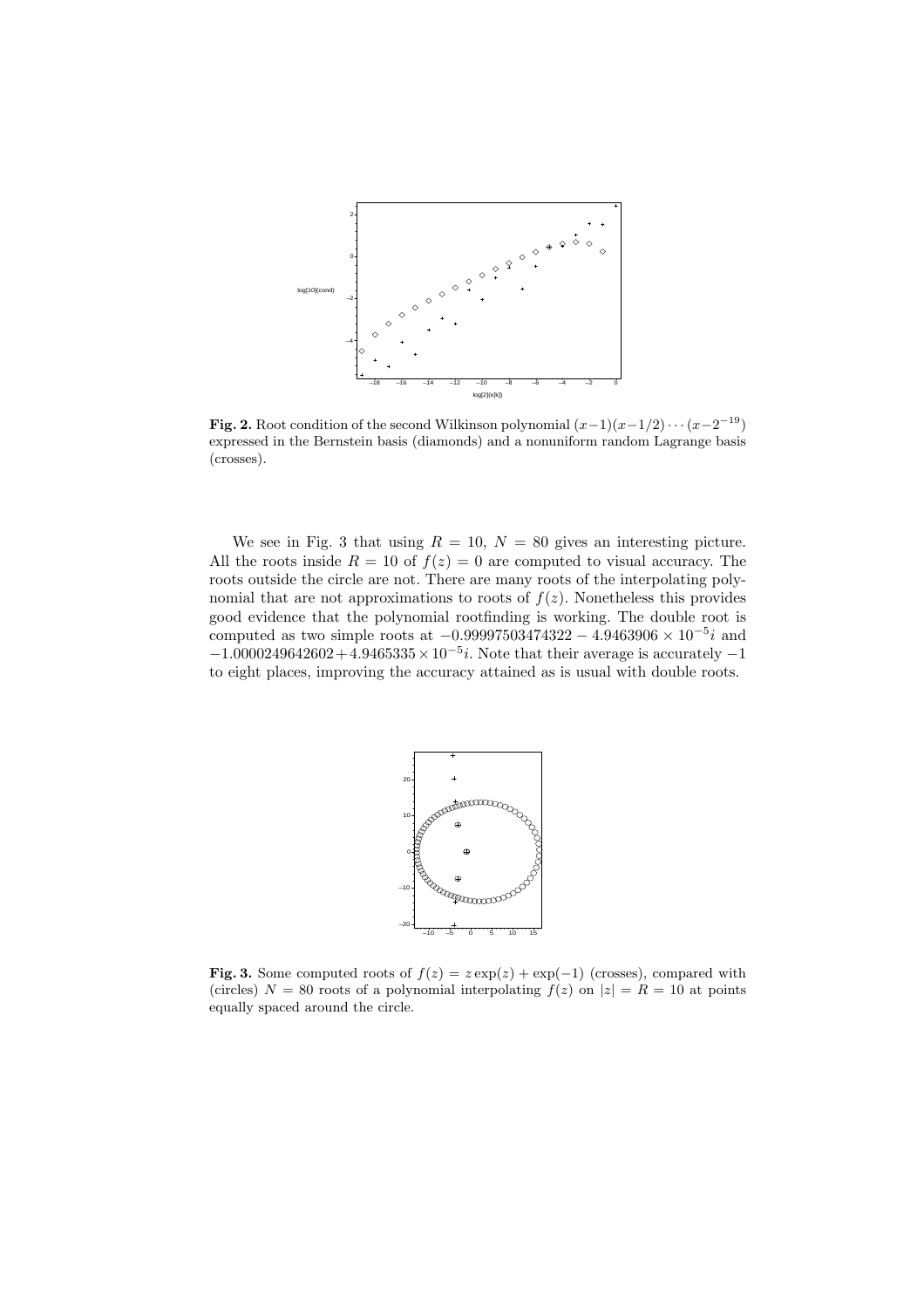log[10](cond)

2
0
–2
–4

–18 –16 –14 –12 –10 –8 –6 –4 –2 0

log[2](x[k])

**Fig. 2.** Root condition of the second Wilkinson polynomial $(x-1)(x-1/2)\cdots(x-2^{-19})$ expressed in the Bernstein basis (diamonds) and a nonuniform random Lagrange basis (crosses).

We see in Fig. 3 that using $R = 10$, $N = 80$ gives an interesting picture. All the roots inside $R = 10$ of $f(z) = 0$ are computed to visual accuracy. The roots outside the circle are not. There are many roots of the interpolating polynomial that are not approximations to roots of $f(z)$. Nonetheless this provides good evidence that the polynomial rootfinding is working. The double root is computed as two simple roots at $-0.99997503474322 - 4.9463906 \times 10^{-5}i$ and $-1.0000249642602 + 4.9465335 \times 10^{-5}i$. Note that their average is accurately $-1$ to eight places, improving the accuracy attained as is usual with double roots.

20
10
0
–10
–20

–10 –5 0 5 10 15

**Fig. 3.** Some computed roots of $f(z) = z\exp(z) + \exp(-1)$ (crosses), compared with (circles) $N = 80$ roots of a polynomial interpolating $f(z)$ on $|z| = R = 10$ at points equally spaced around the circle.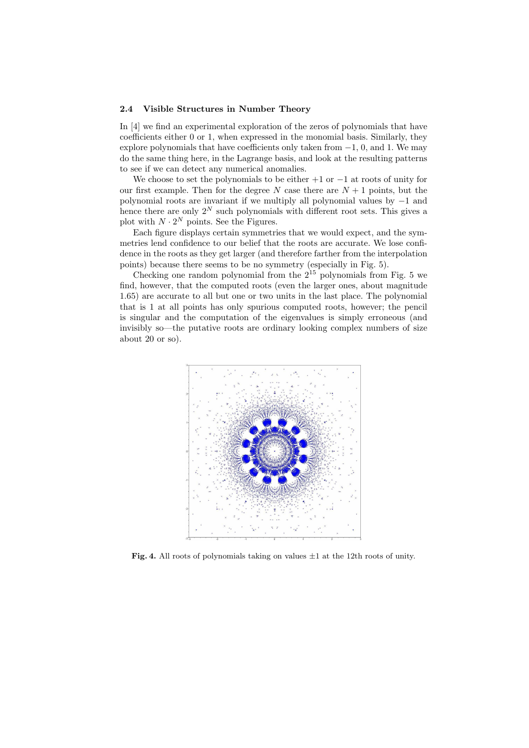### 2.4 Visible Structures in Number Theory

In [4] we find an experimental exploration of the zeros of polynomials that have coefficients either 0 or 1, when expressed in the monomial basis. Similarly, they explore polynomials that have coefficients only taken from $-1$, 0, and 1. We may do the same thing here, in the Lagrange basis, and look at the resulting patterns to see if we can detect any numerical anomalies.

We choose to set the polynomials to be either $+1$ or $-1$ at roots of unity for our first example. Then for the degree $N$ case there are $N+1$ points, but the polynomial roots are invariant if we multiply all polynomial values by $-1$ and hence there are only $2^N$ such polynomials with different root sets. This gives a plot with $N \cdot 2^N$ points. See the Figures.

Each figure displays certain symmetries that we would expect, and the symmetries lend confidence to our belief that the roots are accurate. We lose confidence in the roots as they get larger (and therefore farther from the interpolation points) because there seems to be no symmetry (especially in Fig. 5).

Checking one random polynomial from the $2^{15}$ polynomials from Fig. 5 we find, however, that the computed roots (even the larger ones, about magnitude 1.65) are accurate to all but one or two units in the last place. The polynomial that is 1 at all points has only spurious computed roots, however; the pencil is singular and the computation of the eigenvalues is simply erroneous (and invisibly so—the putative roots are ordinary looking complex numbers of size about 20 or so).

**Fig. 4.** All roots of polynomials taking on values $\pm 1$ at the 12th roots of unity.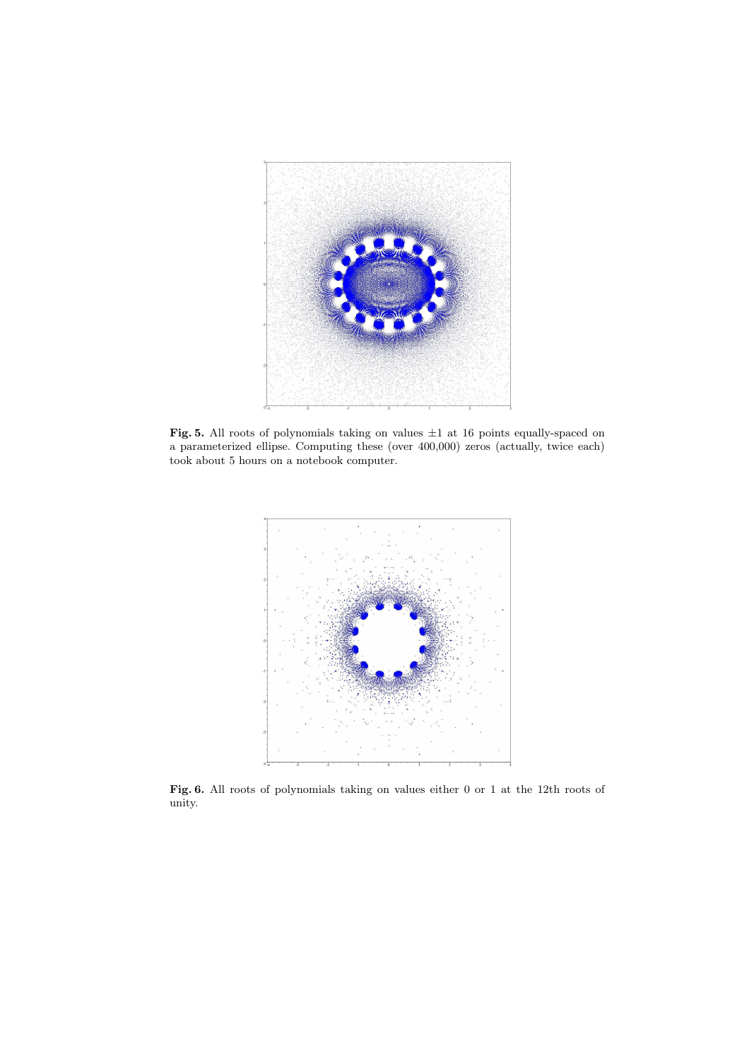**Fig. 5.** All roots of polynomials taking on values $\pm 1$ at 16 points equally-spaced on a parameterized ellipse. Computing these (over 400,000) zeros (actually, twice each) took about 5 hours on a notebook computer.

**Fig. 6.** All roots of polynomials taking on values either 0 or 1 at the 12th roots of unity.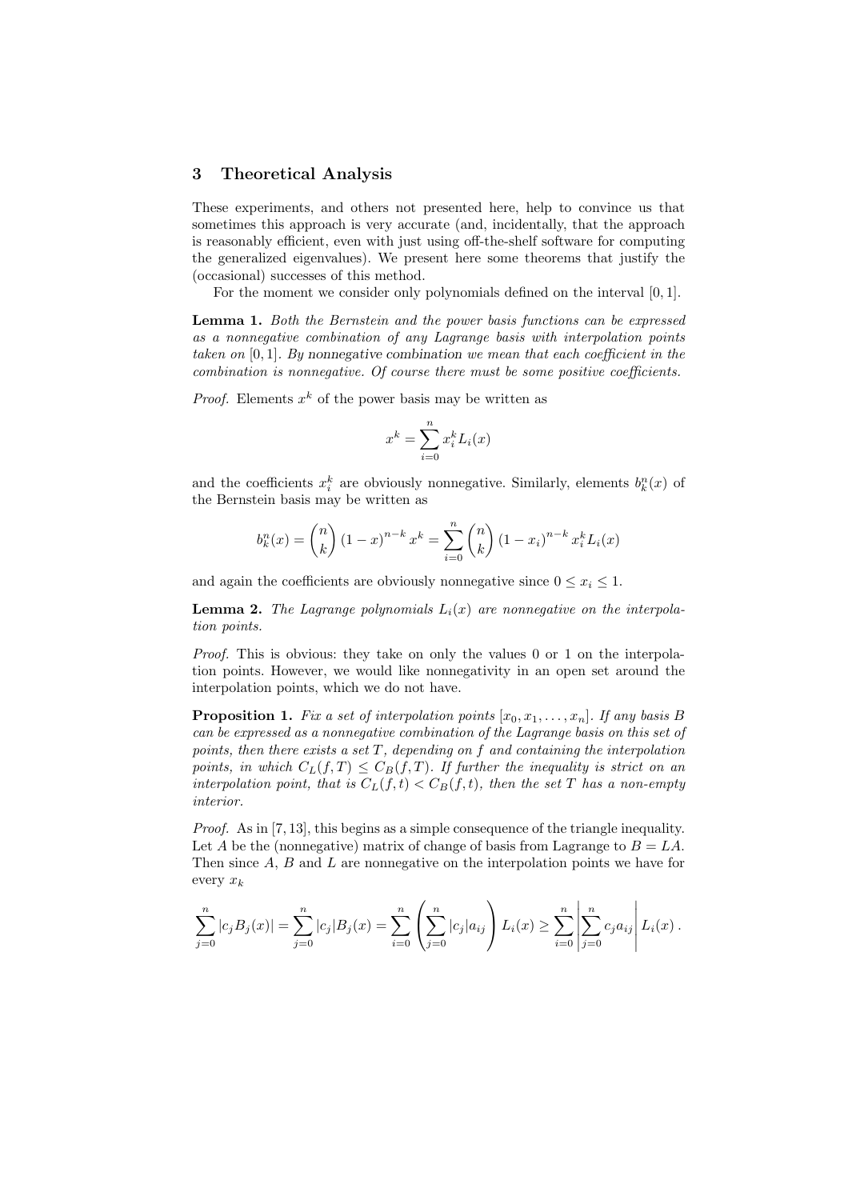## 3 Theoretical Analysis

These experiments, and others not presented here, help to convince us that sometimes this approach is very accurate (and, incidentally, that the approach is reasonably efficient, even with just using off-the-shelf software for computing the generalized eigenvalues). We present here some theorems that justify the (occasional) successes of this method.

For the moment we consider only polynomials defined on the interval $[0, 1]$.

**Lemma 1.** *Both the Bernstein and the power basis functions can be expressed as a nonnegative combination of any Lagrange basis with interpolation points taken on $[0, 1]$. By* nonnegative combination *we mean that each coefficient in the combination is nonnegative. Of course there must be some positive coefficients.*

*Proof.* Elements $x^k$ of the power basis may be written as

$$x^k = \sum_{i=0}^{n} x_i^k L_i(x)$$

and the coefficients $x_i^k$ are obviously nonnegative. Similarly, elements $b_k^n(x)$ of the Bernstein basis may be written as

$$b_k^n(x) = \binom{n}{k} (1-x)^{n-k} x^k = \sum_{i=0}^{n} \binom{n}{k} (1-x_i)^{n-k} x_i^k L_i(x)$$

and again the coefficients are obviously nonnegative since $0 \le x_i \le 1$.

**Lemma 2.** *The Lagrange polynomials $L_i(x)$ are nonnegative on the interpolation points.*

*Proof.* This is obvious: they take on only the values 0 or 1 on the interpolation points. However, we would like nonnegativity in an open set around the interpolation points, which we do not have.

**Proposition 1.** *Fix a set of interpolation points $[x_0, x_1, \ldots, x_n]$. If any basis $B$ can be expressed as a nonnegative combination of the Lagrange basis on this set of points, then there exists a set $T$, depending on $f$ and containing the interpolation points, in which $C_L(f, T) \le C_B(f, T)$. If further the inequality is strict on an interpolation point, that is $C_L(f, t) < C_B(f, t)$, then the set $T$ has a non-empty interior.*

*Proof.* As in [7, 13], this begins as a simple consequence of the triangle inequality. Let $A$ be the (nonnegative) matrix of change of basis from Lagrange to $B = LA$. Then since $A$, $B$ and $L$ are nonnegative on the interpolation points we have for every $x_k$

$$\sum_{j=0}^{n} |c_j B_j(x)| = \sum_{j=0}^{n} |c_j| B_j(x) = \sum_{i=0}^{n} \left( \sum_{j=0}^{n} |c_j| a_{ij} \right) L_i(x) \ge \sum_{i=0}^{n} \left| \sum_{j=0}^{n} c_j a_{ij} \right| L_i(x) \, .$$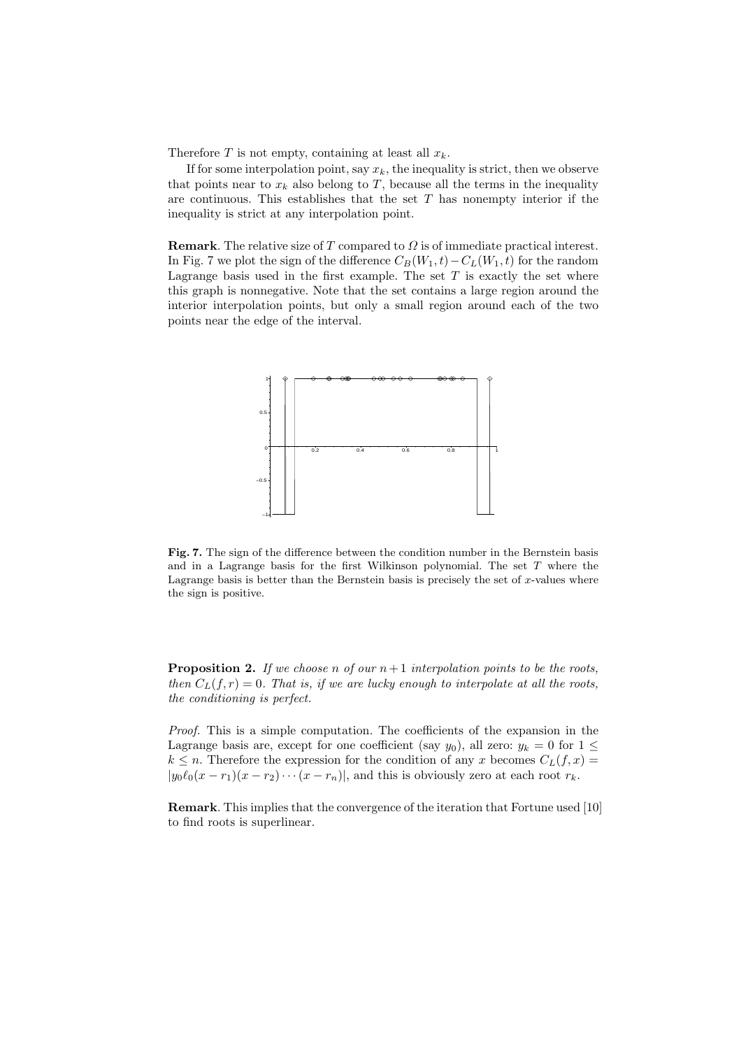Therefore $T$ is not empty, containing at least all $x_k$.

If for some interpolation point, say $x_k$, the inequality is strict, then we observe that points near to $x_k$ also belong to $T$, because all the terms in the inequality are continuous. This establishes that the set $T$ has nonempty interior if the inequality is strict at any interpolation point.

**Remark**. The relative size of $T$ compared to $\Omega$ is of immediate practical interest. In Fig. 7 we plot the sign of the difference $C_B(W_1, t) - C_L(W_1, t)$ for the random Lagrange basis used in the first example. The set $T$ is exactly the set where this graph is nonnegative. Note that the set contains a large region around the interior interpolation points, but only a small region around each of the two points near the edge of the interval.

1
0.5
0
0.2
0.4
0.6
0.8
1
−0.5
−1

**Fig. 7.** The sign of the difference between the condition number in the Bernstein basis and in a Lagrange basis for the first Wilkinson polynomial. The set $T$ where the Lagrange basis is better than the Bernstein basis is precisely the set of $x$-values where the sign is positive.

**Proposition 2.** *If we choose $n$ of our $n+1$ interpolation points to be the roots, then $C_L(f, r) = 0$. That is, if we are lucky enough to interpolate at all the roots, the conditioning is perfect.*

*Proof.* This is a simple computation. The coefficients of the expansion in the Lagrange basis are, except for one coefficient (say $y_0$), all zero: $y_k = 0$ for $1 \leq k \leq n$. Therefore the expression for the condition of any $x$ becomes $C_L(f, x) = |y_0 \ell_0 (x - r_1)(x - r_2) \cdots (x - r_n)|$, and this is obviously zero at each root $r_k$.

**Remark**. This implies that the convergence of the iteration that Fortune used [10] to find roots is superlinear.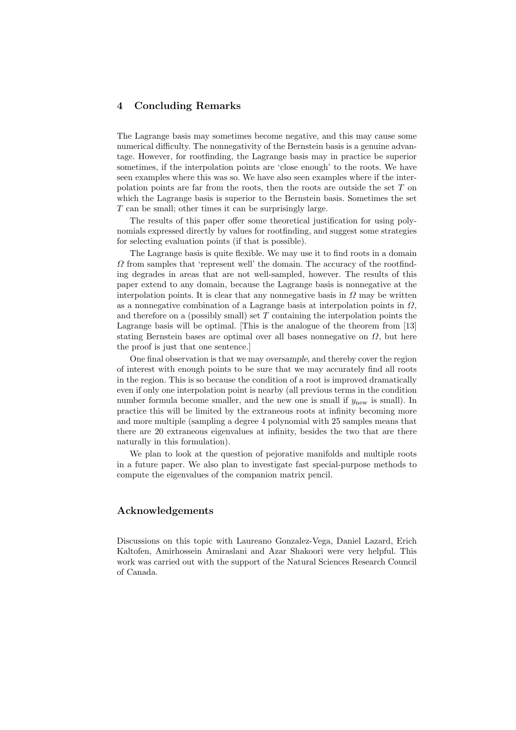## 4 Concluding Remarks

The Lagrange basis may sometimes become negative, and this may cause some numerical difficulty. The nonnegativity of the Bernstein basis is a genuine advantage. However, for rootfinding, the Lagrange basis may in practice be superior sometimes, if the interpolation points are 'close enough' to the roots. We have seen examples where this was so. We have also seen examples where if the interpolation points are far from the roots, then the roots are outside the set $T$ on which the Lagrange basis is superior to the Bernstein basis. Sometimes the set $T$ can be small; other times it can be surprisingly large.

The results of this paper offer some theoretical justification for using polynomials expressed directly by values for rootfinding, and suggest some strategies for selecting evaluation points (if that is possible).

The Lagrange basis is quite flexible. We may use it to find roots in a domain $\Omega$ from samples that 'represent well' the domain. The accuracy of the rootfinding degrades in areas that are not well-sampled, however. The results of this paper extend to any domain, because the Lagrange basis is nonnegative at the interpolation points. It is clear that any nonnegative basis in $\Omega$ may be written as a nonnegative combination of a Lagrange basis at interpolation points in $\Omega$, and therefore on a (possibly small) set $T$ containing the interpolation points the Lagrange basis will be optimal. [This is the analogue of the theorem from [13] stating Bernstein bases are optimal over all bases nonnegative on $\Omega$, but here the proof is just that one sentence.]

One final observation is that we may *oversample*, and thereby cover the region of interest with enough points to be sure that we may accurately find all roots in the region. This is so because the condition of a root is improved dramatically even if only one interpolation point is nearby (all previous terms in the condition number formula become smaller, and the new one is small if $y_{\mathrm{new}}$ is small). In practice this will be limited by the extraneous roots at infinity becoming more and more multiple (sampling a degree 4 polynomial with 25 samples means that there are 20 extraneous eigenvalues at infinity, besides the two that are there naturally in this formulation).

We plan to look at the question of pejorative manifolds and multiple roots in a future paper. We also plan to investigate fast special-purpose methods to compute the eigenvalues of the companion matrix pencil.

## Acknowledgements

Discussions on this topic with Laureano Gonzalez-Vega, Daniel Lazard, Erich Kaltofen, Amirhossein Amiraslani and Azar Shakoori were very helpful. This work was carried out with the support of the Natural Sciences Research Council of Canada.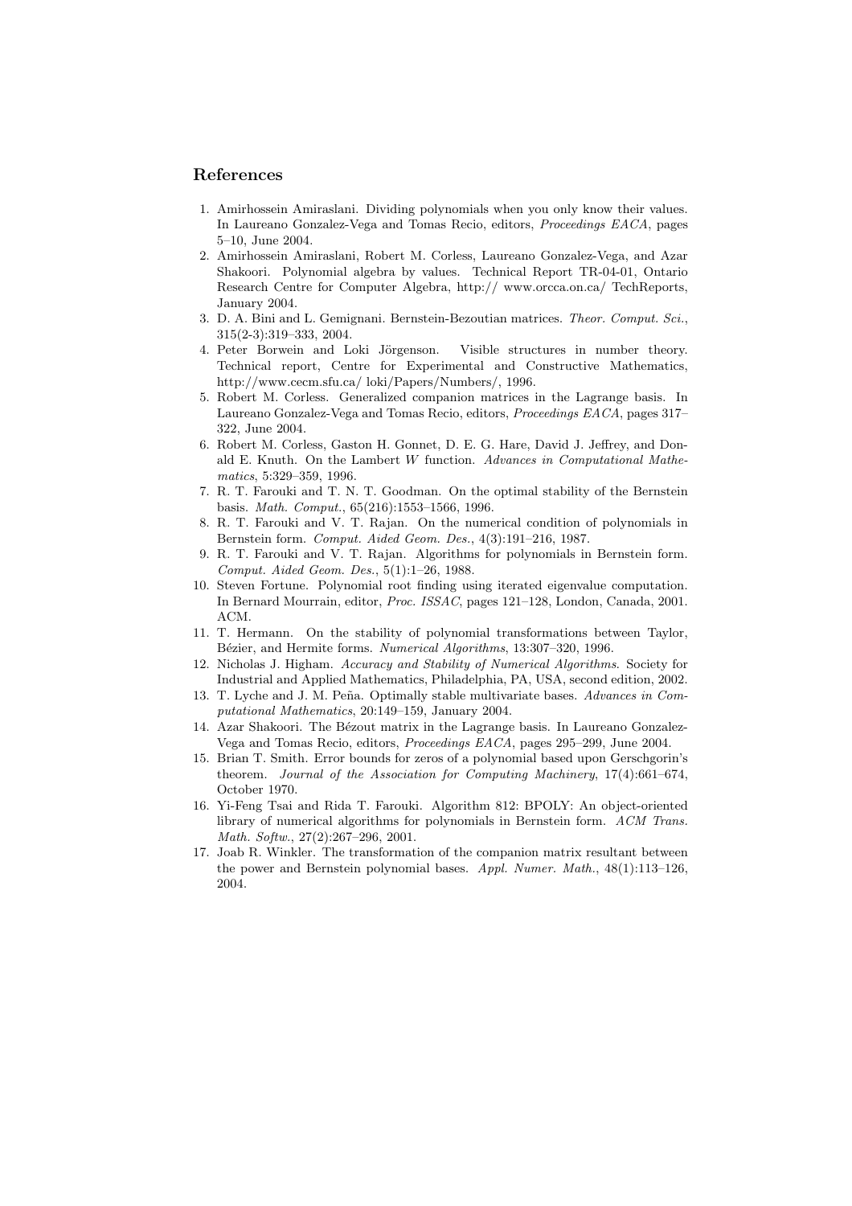## References

1. Amirhossein Amiraslani. Dividing polynomials when you only know their values. In Laureano Gonzalez-Vega and Tomas Recio, editors, *Proceedings EACA*, pages 5–10, June 2004.
2. Amirhossein Amiraslani, Robert M. Corless, Laureano Gonzalez-Vega, and Azar Shakoori. Polynomial algebra by values. Technical Report TR-04-01, Ontario Research Centre for Computer Algebra, http:// www.orcca.on.ca/ TechReports, January 2004.
3. D. A. Bini and L. Gemignani. Bernstein-Bezoutian matrices. *Theor. Comput. Sci.*, 315(2-3):319–333, 2004.
4. Peter Borwein and Loki Jörgenson. Visible structures in number theory. Technical report, Centre for Experimental and Constructive Mathematics, http://www.cecm.sfu.ca/ loki/Papers/Numbers/, 1996.
5. Robert M. Corless. Generalized companion matrices in the Lagrange basis. In Laureano Gonzalez-Vega and Tomas Recio, editors, *Proceedings EACA*, pages 317–322, June 2004.
6. Robert M. Corless, Gaston H. Gonnet, D. E. G. Hare, David J. Jeffrey, and Donald E. Knuth. On the Lambert $W$ function. *Advances in Computational Mathematics*, 5:329–359, 1996.
7. R. T. Farouki and T. N. T. Goodman. On the optimal stability of the Bernstein basis. *Math. Comput.*, 65(216):1553–1566, 1996.
8. R. T. Farouki and V. T. Rajan. On the numerical condition of polynomials in Bernstein form. *Comput. Aided Geom. Des.*, 4(3):191–216, 1987.
9. R. T. Farouki and V. T. Rajan. Algorithms for polynomials in Bernstein form. *Comput. Aided Geom. Des.*, 5(1):1–26, 1988.
10. Steven Fortune. Polynomial root finding using iterated eigenvalue computation. In Bernard Mourrain, editor, *Proc. ISSAC*, pages 121–128, London, Canada, 2001. ACM.
11. T. Hermann. On the stability of polynomial transformations between Taylor, Bézier, and Hermite forms. *Numerical Algorithms*, 13:307–320, 1996.
12. Nicholas J. Higham. *Accuracy and Stability of Numerical Algorithms*. Society for Industrial and Applied Mathematics, Philadelphia, PA, USA, second edition, 2002.
13. T. Lyche and J. M. Peña. Optimally stable multivariate bases. *Advances in Computational Mathematics*, 20:149–159, January 2004.
14. Azar Shakoori. The Bézout matrix in the Lagrange basis. In Laureano Gonzalez-Vega and Tomas Recio, editors, *Proceedings EACA*, pages 295–299, June 2004.
15. Brian T. Smith. Error bounds for zeros of a polynomial based upon Gerschgorin's theorem. *Journal of the Association for Computing Machinery*, 17(4):661–674, October 1970.
16. Yi-Feng Tsai and Rida T. Farouki. Algorithm 812: BPOLY: An object-oriented library of numerical algorithms for polynomials in Bernstein form. *ACM Trans. Math. Softw.*, 27(2):267–296, 2001.
17. Joab R. Winkler. The transformation of the companion matrix resultant between the power and Bernstein polynomial bases. *Appl. Numer. Math.*, 48(1):113–126, 2004.